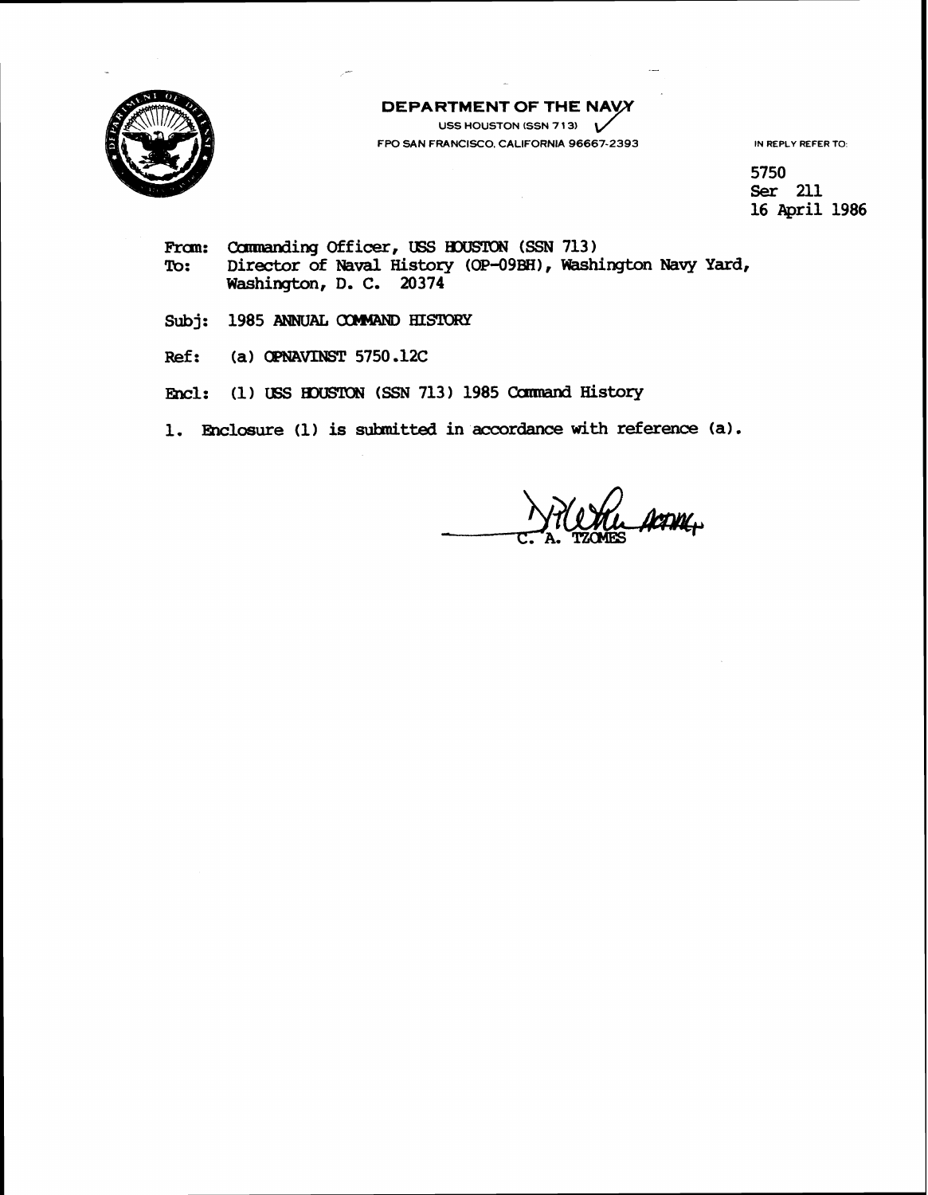**DEPARTMENT OF THE NAVY**
USS HOUSTON (SSN 713)
FPO SAN FRANCISCO, CALIFORNIA 96667-2393

IN REPLY REFER TO:

5750
Ser 211
16 April 1986

From: Commanding Officer, USS HOUSTON (SSN 713)
To: Director of Naval History (OP-09BH), Washington Navy Yard, Washington, D. C. 20374

Subj: 1985 ANNUAL COMMAND HISTORY

Ref: (a) OPNAVINST 5750.12C

Encl: (1) USS HOUSTON (SSN 713) 1985 Command History

1. Enclosure (1) is submitted in accordance with reference (a).

C. A. TZOMES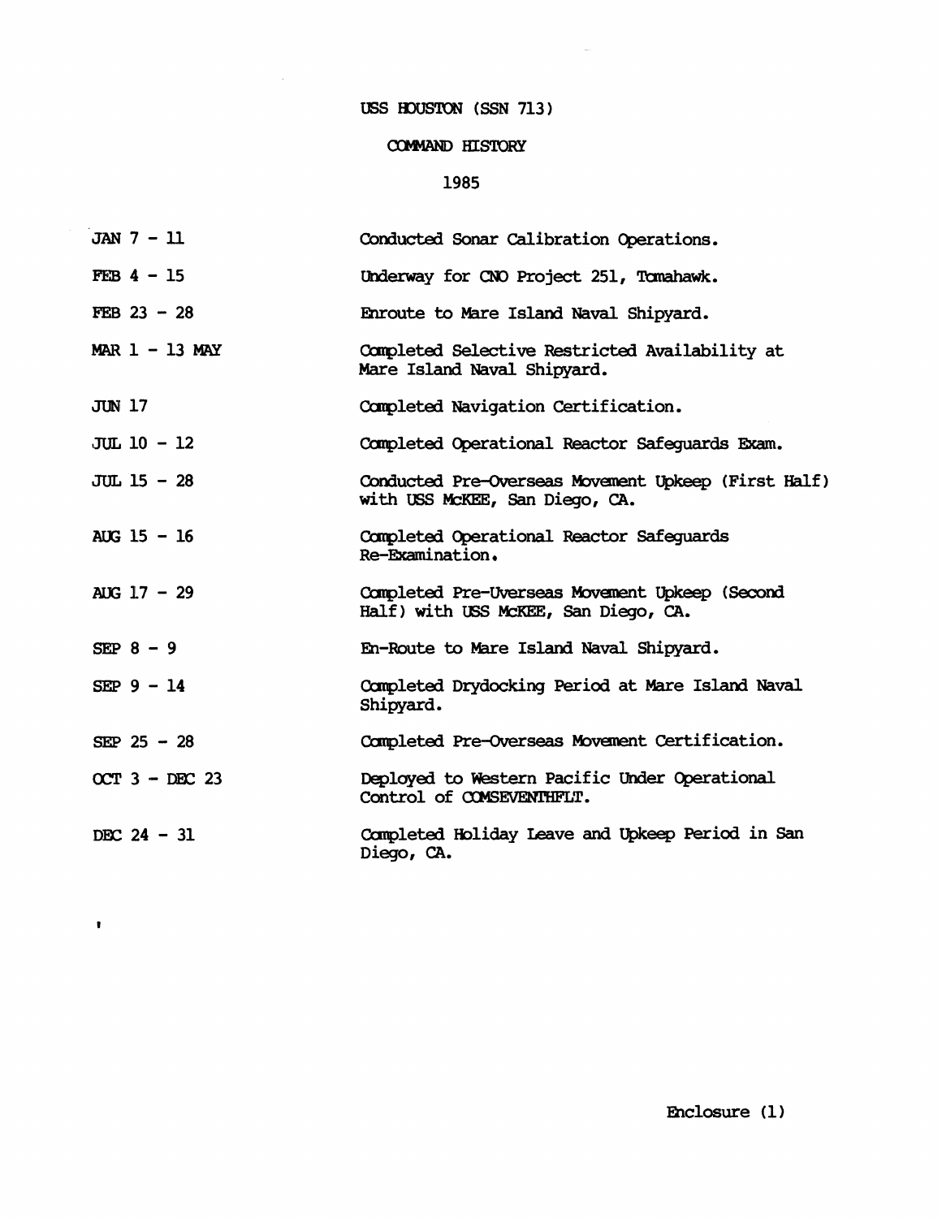USS HOUSTON (SSN 713)

COMMAND HISTORY

1985

| | |
|---|---|
| JAN 7 - 11 | Conducted Sonar Calibration Operations. |
| FEB 4 - 15 | Underway for CNO Project 251, Tomahawk. |
| FEB 23 - 28 | Enroute to Mare Island Naval Shipyard. |
| MAR 1 - 13 MAY | Completed Selective Restricted Availability at Mare Island Naval Shipyard. |
| JUN 17 | Completed Navigation Certification. |
| JUL 10 - 12 | Completed Operational Reactor Safeguards Exam. |
| JUL 15 - 28 | Conducted Pre-Overseas Movement Upkeep (First Half) with USS McKEE, San Diego, CA. |
| AUG 15 - 16 | Completed Operational Reactor Safeguards Re-Examination. |
| AUG 17 - 29 | Completed Pre-Uverseas Movement Upkeep (Second Half) with USS McKEE, San Diego, CA. |
| SEP 8 - 9 | En-Route to Mare Island Naval Shipyard. |
| SEP 9 - 14 | Completed Drydocking Period at Mare Island Naval Shipyard. |
| SEP 25 - 28 | Completed Pre-Overseas Movement Certification. |
| OCT 3 - DEC 23 | Deployed to Western Pacific Under Operational Control of COMSEVENTHFLT. |
| DEC 24 - 31 | Completed Holiday Leave and Upkeep Period in San Diego, CA. |

Enclosure (1)